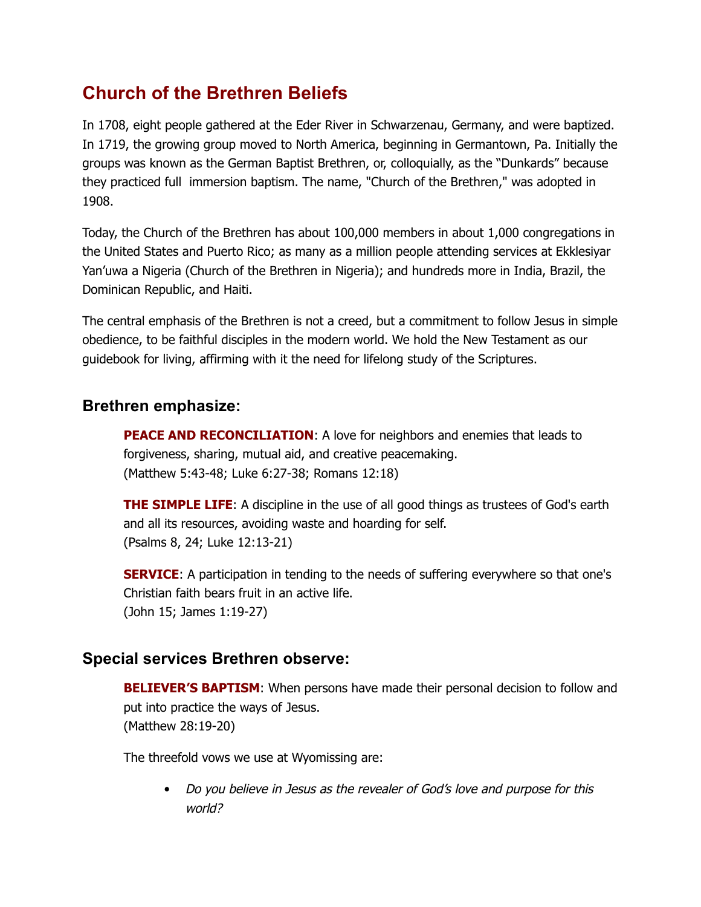# Church of the Brethren Beliefs

In 1708, eight people gathered at the Eder River in Schwarzenau, Germany, and were baptized. In 1719, the growing group moved to North America, beginning in Germantown, Pa. Initially the groups was known as the German Baptist Brethren, or, colloquially, as the "Dunkards" because they practiced full immersion baptism. The name, "Church of the Brethren," was adopted in 1908.

Today, the Church of the Brethren has about 100,000 members in about 1,000 congregations in the United States and Puerto Rico; as many as a million people attending services at Ekklesiyar Yan'uwa a Nigeria (Church of the Brethren in Nigeria); and hundreds more in India, Brazil, the Dominican Republic, and Haiti.

The central emphasis of the Brethren is not a creed, but a commitment to follow Jesus in simple obedience, to be faithful disciples in the modern world. We hold the New Testament as our guidebook for living, affirming with it the need for lifelong study of the Scriptures.

## Brethren emphasize:

**PEACE AND RECONCILIATION**: A love for neighbors and enemies that leads to forgiveness, sharing, mutual aid, and creative peacemaking.
(Matthew 5:43-48; Luke 6:27-38; Romans 12:18)

**THE SIMPLE LIFE**: A discipline in the use of all good things as trustees of God's earth and all its resources, avoiding waste and hoarding for self.
(Psalms 8, 24; Luke 12:13-21)

**SERVICE**: A participation in tending to the needs of suffering everywhere so that one's Christian faith bears fruit in an active life.
(John 15; James 1:19-27)

## Special services Brethren observe:

**BELIEVER'S BAPTISM**: When persons have made their personal decision to follow and put into practice the ways of Jesus.
(Matthew 28:19-20)

The threefold vows we use at Wyomissing are:

- *Do you believe in Jesus as the revealer of God's love and purpose for this world?*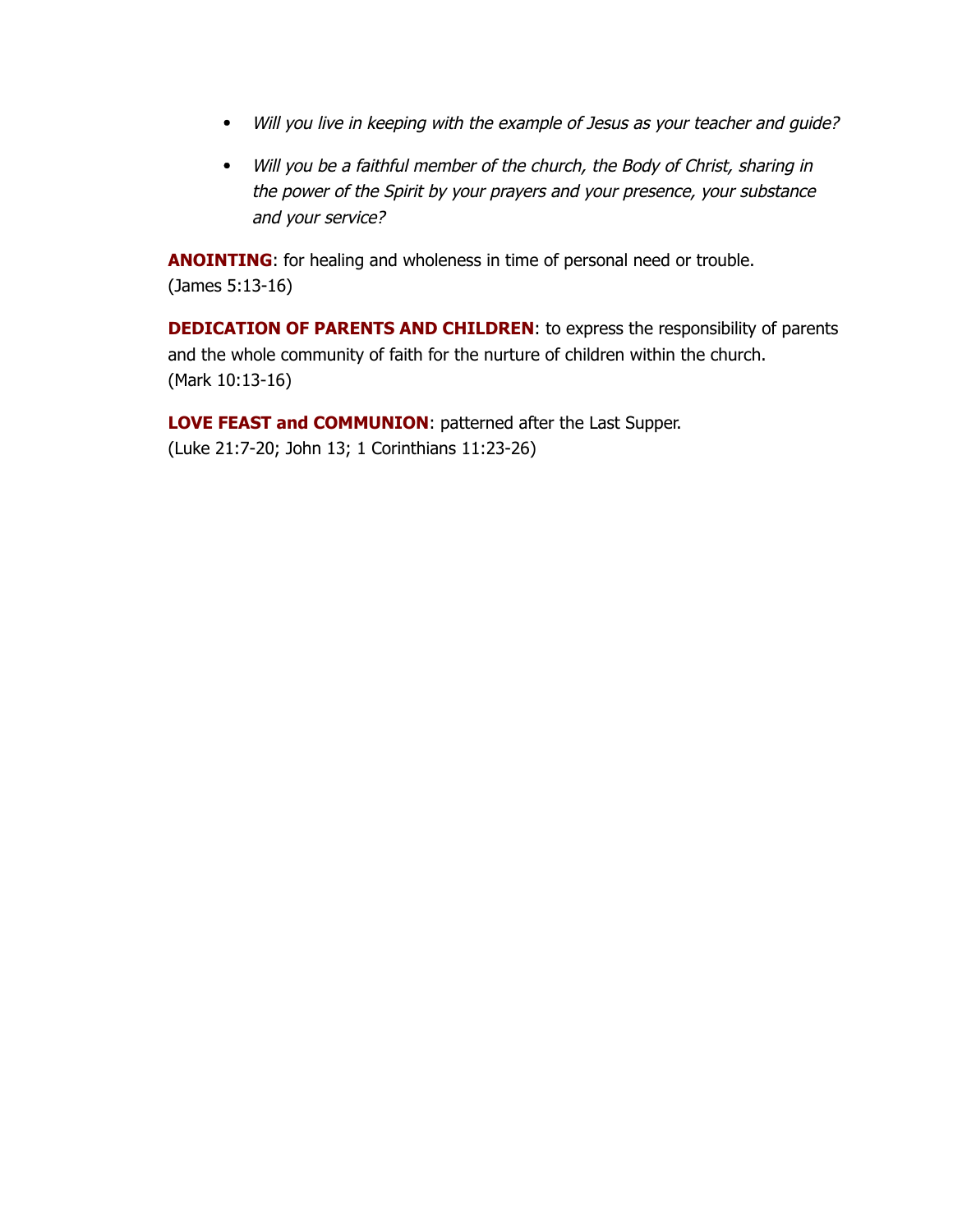- *Will you live in keeping with the example of Jesus as your teacher and guide?*
- *Will you be a faithful member of the church, the Body of Christ, sharing in the power of the Spirit by your prayers and your presence, your substance and your service?*

**ANOINTING**: for healing and wholeness in time of personal need or trouble.
(James 5:13-16)

**DEDICATION OF PARENTS AND CHILDREN**: to express the responsibility of parents and the whole community of faith for the nurture of children within the church.
(Mark 10:13-16)

**LOVE FEAST and COMMUNION**: patterned after the Last Supper.
(Luke 21:7-20; John 13; 1 Corinthians 11:23-26)